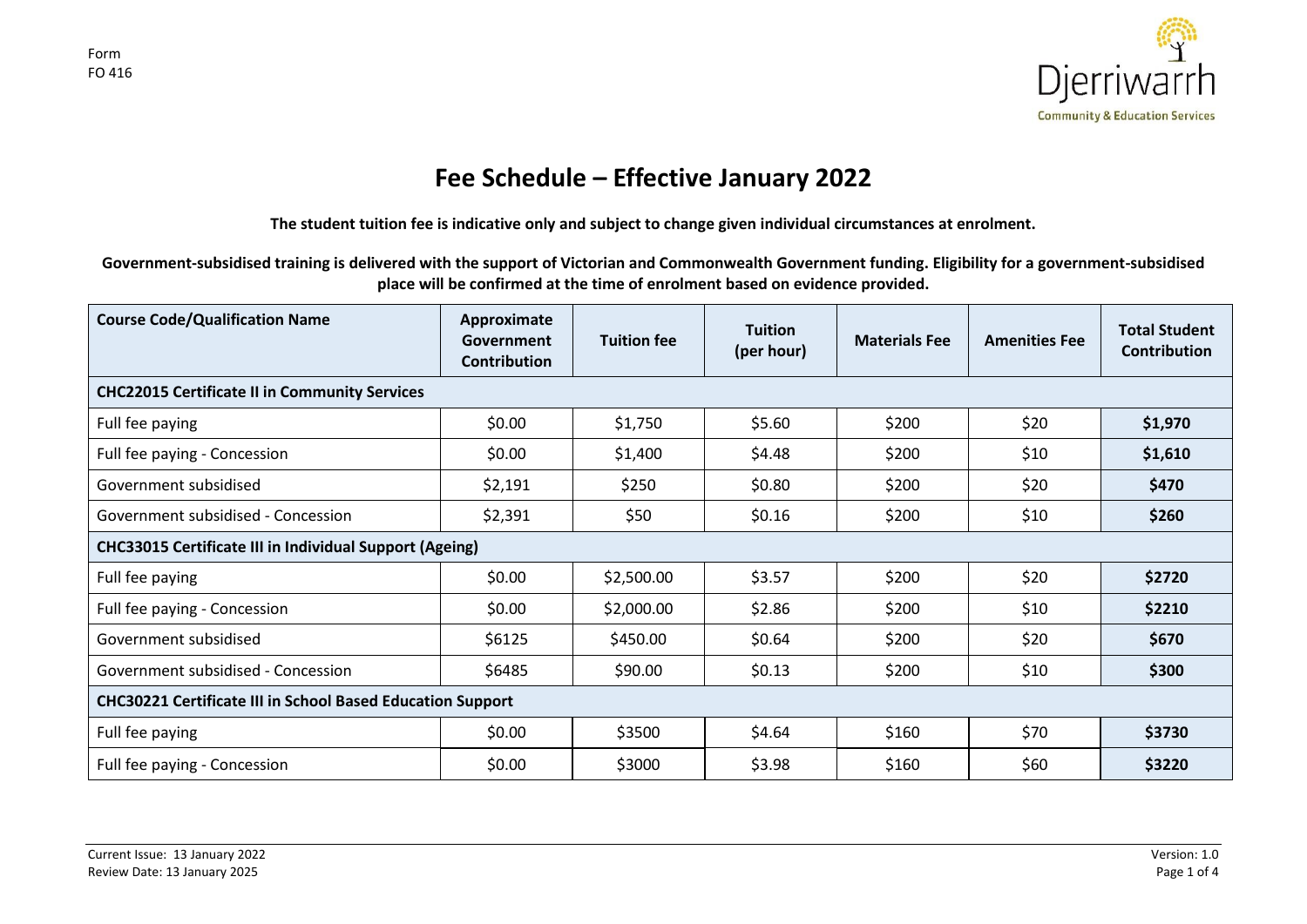Form
FO 416

# Fee Schedule – Effective January 2022

**The student tuition fee is indicative only and subject to change given individual circumstances at enrolment.**

**Government-subsidised training is delivered with the support of Victorian and Commonwealth Government funding. Eligibility for a government-subsidised place will be confirmed at the time of enrolment based on evidence provided.**

| Course Code/Qualification Name | Approximate Government Contribution | Tuition fee | Tuition (per hour) | Materials Fee | Amenities Fee | Total Student Contribution |
|---|---|---|---|---|---|---|
| **CHC22015 Certificate II in Community Services** | | | | | | |
| Full fee paying | $0.00 | $1,750 | $5.60 | $200 | $20 | **$1,970** |
| Full fee paying - Concession | $0.00 | $1,400 | $4.48 | $200 | $10 | **$1,610** |
| Government subsidised | $2,191 | $250 | $0.80 | $200 | $20 | **$470** |
| Government subsidised - Concession | $2,391 | $50 | $0.16 | $200 | $10 | **$260** |
| **CHC33015 Certificate III in Individual Support (Ageing)** | | | | | | |
| Full fee paying | $0.00 | $2,500.00 | $3.57 | $200 | $20 | **$2720** |
| Full fee paying - Concession | $0.00 | $2,000.00 | $2.86 | $200 | $10 | **$2210** |
| Government subsidised | $6125 | $450.00 | $0.64 | $200 | $20 | **$670** |
| Government subsidised - Concession | $6485 | $90.00 | $0.13 | $200 | $10 | **$300** |
| **CHC30221 Certificate III in School Based Education Support** | | | | | | |
| Full fee paying | $0.00 | $3500 | $4.64 | $160 | $70 | **$3730** |
| Full fee paying - Concession | $0.00 | $3000 | $3.98 | $160 | $60 | **$3220** |

Current Issue: 13 January 2022
Review Date: 13 January 2025

Version: 1.0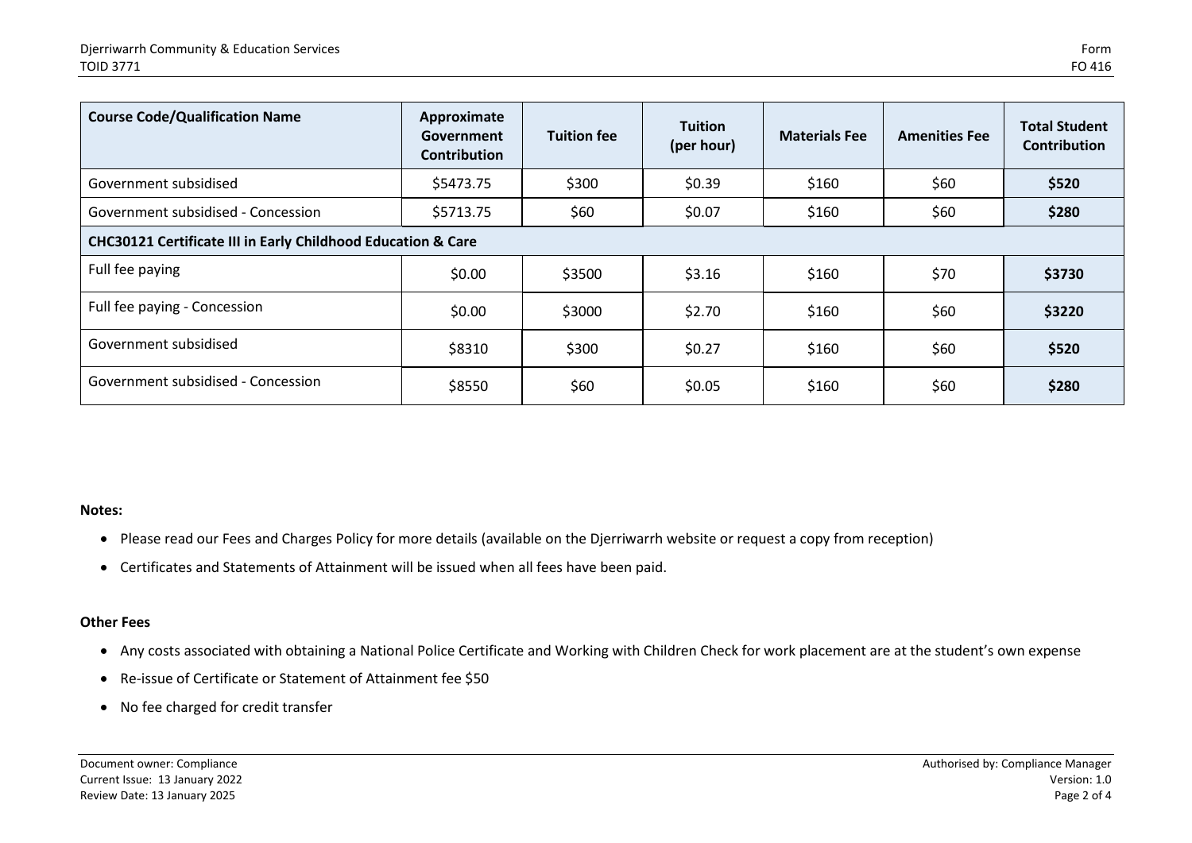| Course Code/Qualification Name | Approximate Government Contribution | Tuition fee | Tuition (per hour) | Materials Fee | Amenities Fee | Total Student Contribution |
|---|---|---|---|---|---|---|
| Government subsidised | $5473.75 | $300 | $0.39 | $160 | $60 | **$520** |
| Government subsidised - Concession | $5713.75 | $60 | $0.07 | $160 | $60 | **$280** |
| **CHC30121 Certificate III in Early Childhood Education & Care** | | | | | | |
| Full fee paying | $0.00 | $3500 | $3.16 | $160 | $70 | **$3730** |
| Full fee paying - Concession | $0.00 | $3000 | $2.70 | $160 | $60 | **$3220** |
| Government subsidised | $8310 | $300 | $0.27 | $160 | $60 | **$520** |
| Government subsidised - Concession | $8550 | $60 | $0.05 | $160 | $60 | **$280** |

**Notes:**

- Please read our Fees and Charges Policy for more details (available on the Djerriwarrh website or request a copy from reception)
- Certificates and Statements of Attainment will be issued when all fees have been paid.

**Other Fees**

- Any costs associated with obtaining a National Police Certificate and Working with Children Check for work placement are at the student's own expense
- Re-issue of Certificate or Statement of Attainment fee $50
- No fee charged for credit transfer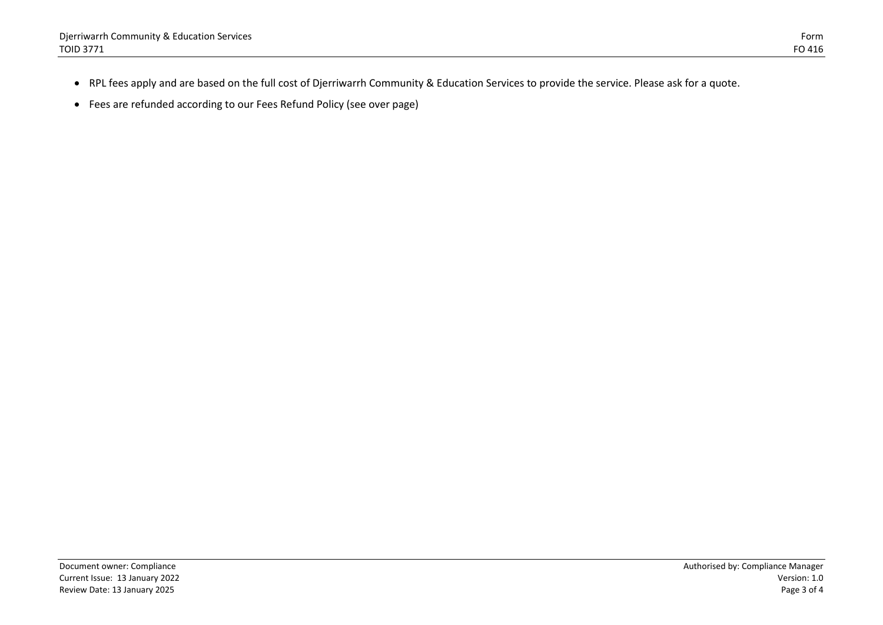- RPL fees apply and are based on the full cost of Djerriwarrh Community & Education Services to provide the service. Please ask for a quote.
- Fees are refunded according to our Fees Refund Policy (see over page)